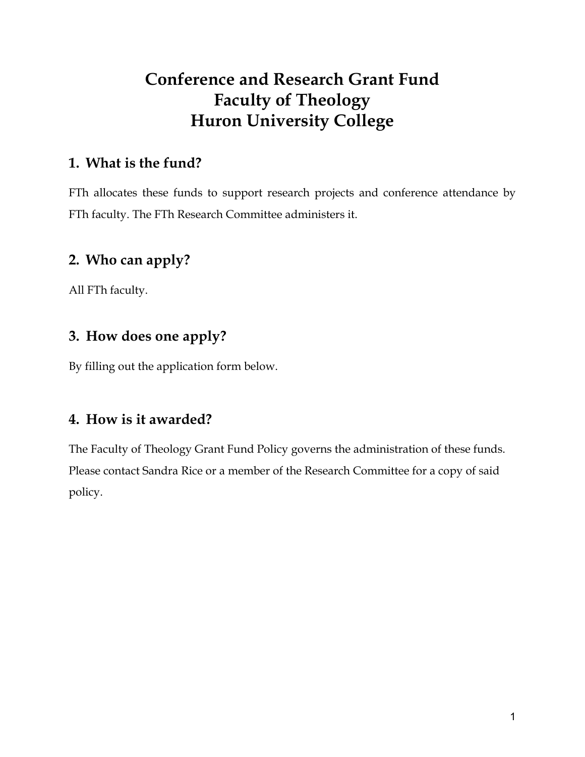# Conference and Research Grant Fund
# Faculty of Theology
# Huron University College

## 1. What is the fund?

FTh allocates these funds to support research projects and conference attendance by FTh faculty. The FTh Research Committee administers it.

## 2. Who can apply?

All FTh faculty.

## 3. How does one apply?

By filling out the application form below.

## 4. How is it awarded?

The Faculty of Theology Grant Fund Policy governs the administration of these funds. Please contact Sandra Rice or a member of the Research Committee for a copy of said policy.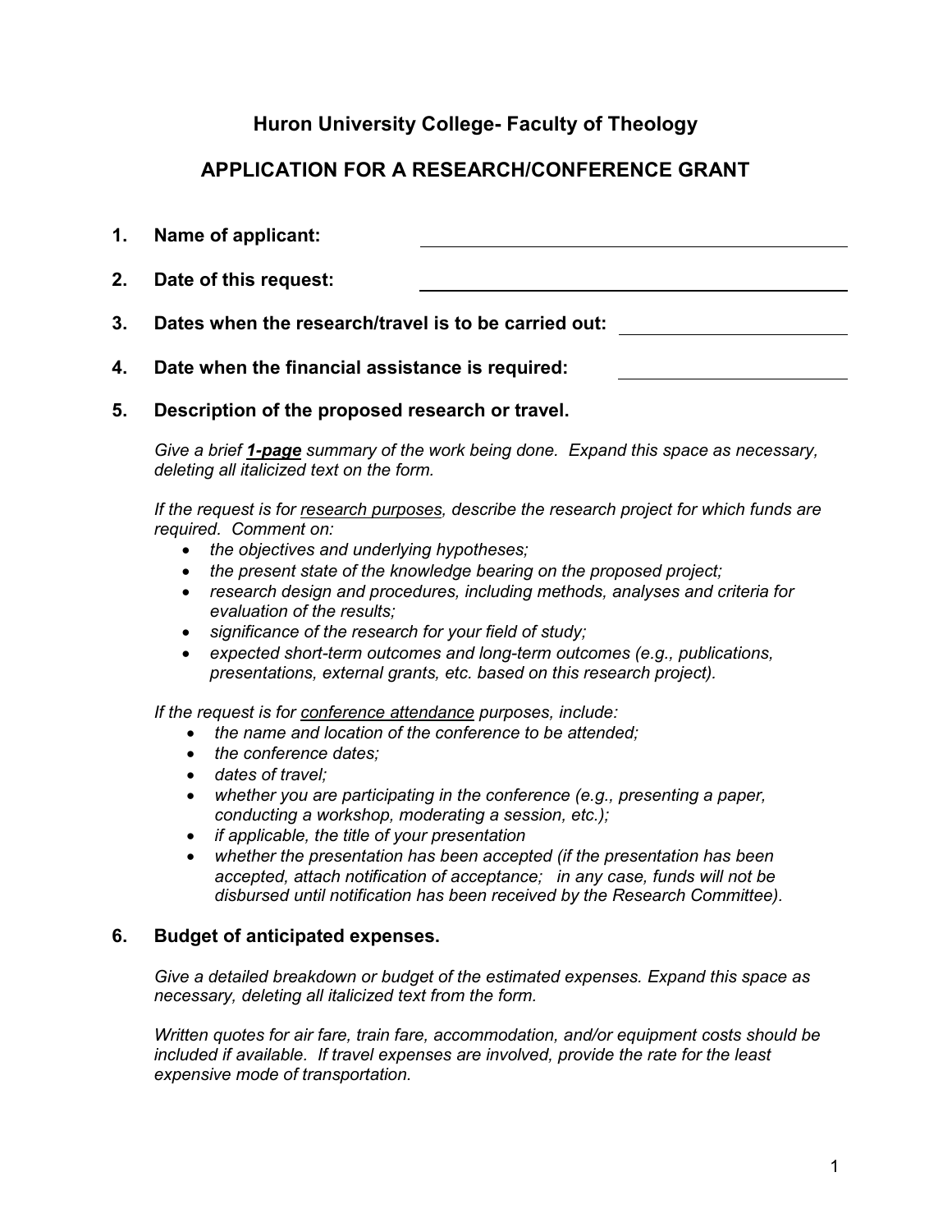## Huron University College- Faculty of Theology

## APPLICATION FOR A RESEARCH/CONFERENCE GRANT

1. **Name of applicant:** ______________________________

2. **Date of this request:** ______________________________

3. **Dates when the research/travel is to be carried out:** ______________________

4. **Date when the financial assistance is required:** ______________________

5. **Description of the proposed research or travel.**

   *Give a brief **1-page** summary of the work being done. Expand this space as necessary, deleting all italicized text on the form.*

   *If the request is for research purposes, describe the research project for which funds are required. Comment on:*

   - *the objectives and underlying hypotheses;*
   - *the present state of the knowledge bearing on the proposed project;*
   - *research design and procedures, including methods, analyses and criteria for evaluation of the results;*
   - *significance of the research for your field of study;*
   - *expected short-term outcomes and long-term outcomes (e.g., publications, presentations, external grants, etc. based on this research project).*

   *If the request is for conference attendance purposes, include:*

   - *the name and location of the conference to be attended;*
   - *the conference dates;*
   - *dates of travel;*
   - *whether you are participating in the conference (e.g., presenting a paper, conducting a workshop, moderating a session, etc.);*
   - *if applicable, the title of your presentation*
   - *whether the presentation has been accepted (if the presentation has been accepted, attach notification of acceptance; in any case, funds will not be disbursed until notification has been received by the Research Committee).*

6. **Budget of anticipated expenses.**

   *Give a detailed breakdown or budget of the estimated expenses. Expand this space as necessary, deleting all italicized text from the form.*

   *Written quotes for air fare, train fare, accommodation, and/or equipment costs should be included if available. If travel expenses are involved, provide the rate for the least expensive mode of transportation.*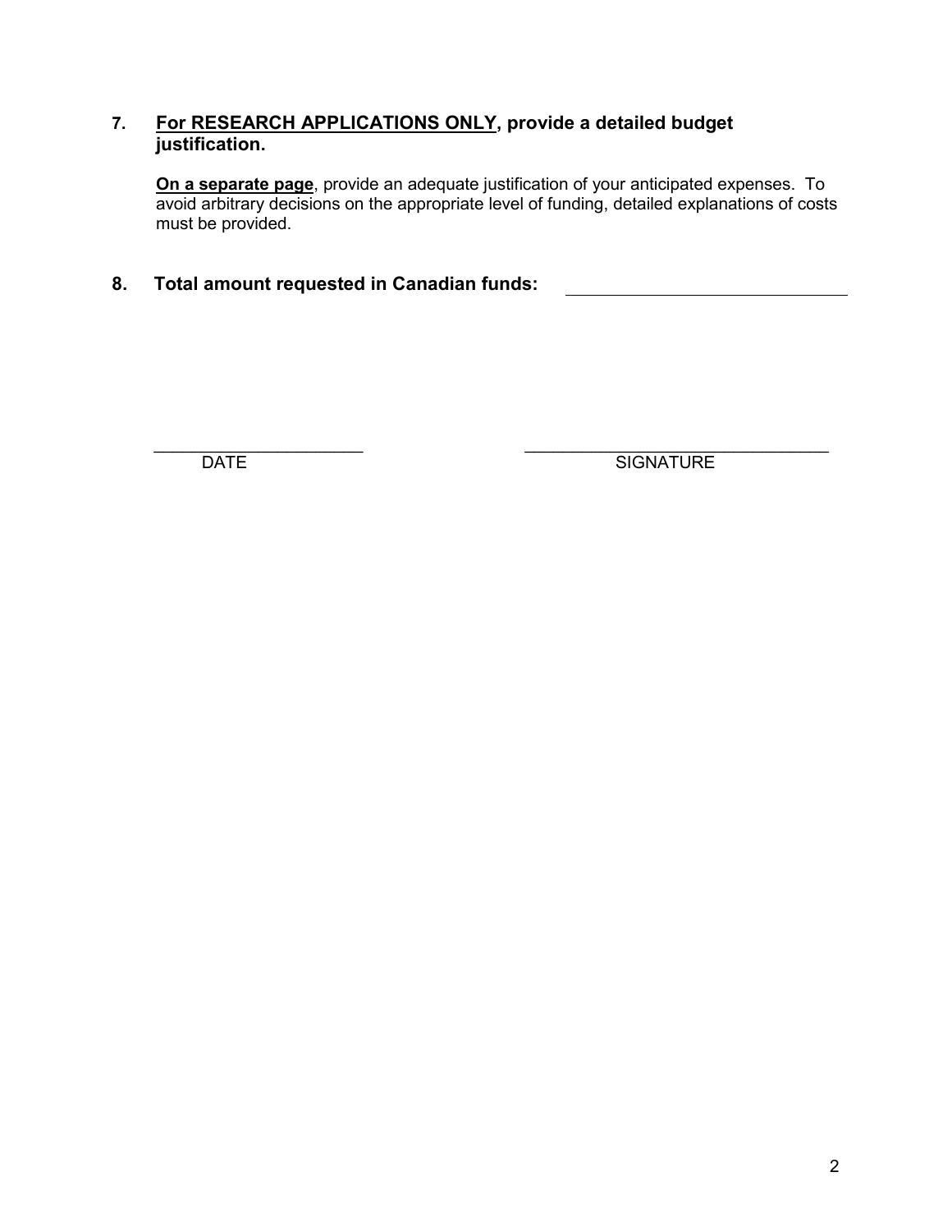**7. For RESEARCH APPLICATIONS ONLY, provide a detailed budget justification.**

**On a separate page**, provide an adequate justification of your anticipated expenses. To avoid arbitrary decisions on the appropriate level of funding, detailed explanations of costs must be provided.

**8. Total amount requested in Canadian funds:** ______________________________

______________________ &nbsp;&nbsp;&nbsp;&nbsp;&nbsp;&nbsp;&nbsp;&nbsp;&nbsp;&nbsp;&nbsp;&nbsp;&nbsp;&nbsp;&nbsp;&nbsp; ________________________________

DATE &nbsp;&nbsp;&nbsp;&nbsp;&nbsp;&nbsp;&nbsp;&nbsp;&nbsp;&nbsp;&nbsp;&nbsp;&nbsp;&nbsp;&nbsp;&nbsp;&nbsp;&nbsp;&nbsp;&nbsp;&nbsp;&nbsp;&nbsp;&nbsp;&nbsp;&nbsp;&nbsp;&nbsp;&nbsp;&nbsp;&nbsp;&nbsp;&nbsp;&nbsp;&nbsp;&nbsp;&nbsp;&nbsp;&nbsp;&nbsp; SIGNATURE